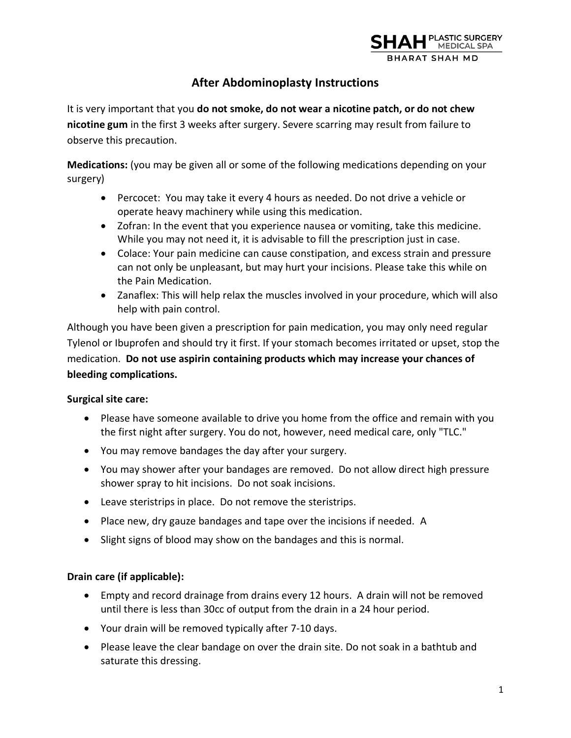SHAH PLASTIC SURGERY MEDICAL SPA
BHARAT SHAH MD

# After Abdominoplasty Instructions

It is very important that you **do not smoke, do not wear a nicotine patch, or do not chew nicotine gum** in the first 3 weeks after surgery. Severe scarring may result from failure to observe this precaution.

**Medications:** (you may be given all or some of the following medications depending on your surgery)

- Percocet: You may take it every 4 hours as needed. Do not drive a vehicle or operate heavy machinery while using this medication.
- Zofran: In the event that you experience nausea or vomiting, take this medicine. While you may not need it, it is advisable to fill the prescription just in case.
- Colace: Your pain medicine can cause constipation, and excess strain and pressure can not only be unpleasant, but may hurt your incisions. Please take this while on the Pain Medication.
- Zanaflex: This will help relax the muscles involved in your procedure, which will also help with pain control.

Although you have been given a prescription for pain medication, you may only need regular Tylenol or Ibuprofen and should try it first. If your stomach becomes irritated or upset, stop the medication. **Do not use aspirin containing products which may increase your chances of bleeding complications.**

**Surgical site care:**

- Please have someone available to drive you home from the office and remain with you the first night after surgery. You do not, however, need medical care, only "TLC."
- You may remove bandages the day after your surgery.
- You may shower after your bandages are removed. Do not allow direct high pressure shower spray to hit incisions. Do not soak incisions.
- Leave steristrips in place. Do not remove the steristrips.
- Place new, dry gauze bandages and tape over the incisions if needed. A
- Slight signs of blood may show on the bandages and this is normal.

**Drain care (if applicable):**

- Empty and record drainage from drains every 12 hours. A drain will not be removed until there is less than 30cc of output from the drain in a 24 hour period.
- Your drain will be removed typically after 7-10 days.
- Please leave the clear bandage on over the drain site. Do not soak in a bathtub and saturate this dressing.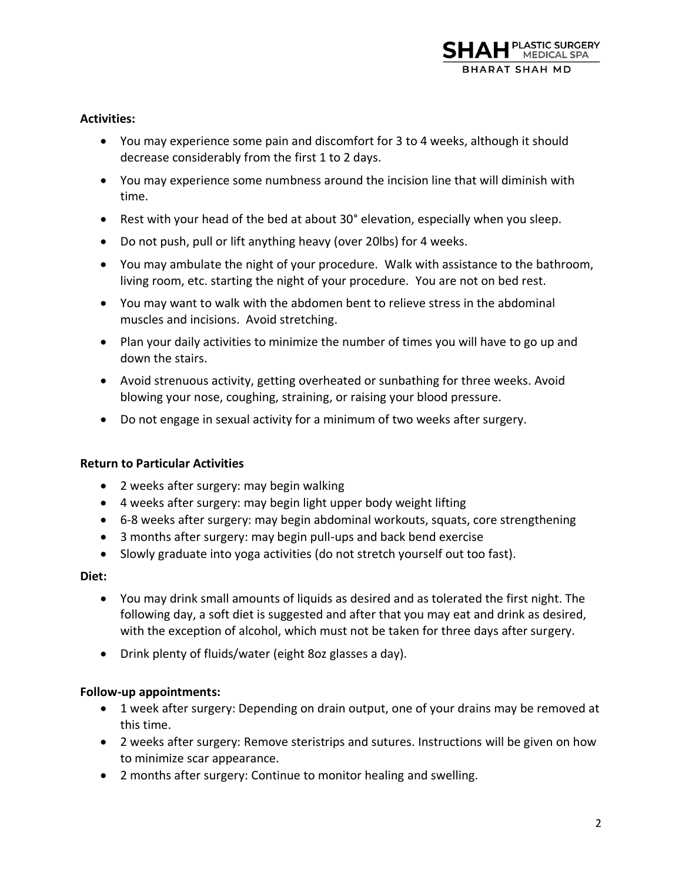**Activities:**

- You may experience some pain and discomfort for 3 to 4 weeks, although it should decrease considerably from the first 1 to 2 days.
- You may experience some numbness around the incision line that will diminish with time.
- Rest with your head of the bed at about 30° elevation, especially when you sleep.
- Do not push, pull or lift anything heavy (over 20lbs) for 4 weeks.
- You may ambulate the night of your procedure. Walk with assistance to the bathroom, living room, etc. starting the night of your procedure. You are not on bed rest.
- You may want to walk with the abdomen bent to relieve stress in the abdominal muscles and incisions. Avoid stretching.
- Plan your daily activities to minimize the number of times you will have to go up and down the stairs.
- Avoid strenuous activity, getting overheated or sunbathing for three weeks. Avoid blowing your nose, coughing, straining, or raising your blood pressure.
- Do not engage in sexual activity for a minimum of two weeks after surgery.

**Return to Particular Activities**

- 2 weeks after surgery: may begin walking
- 4 weeks after surgery: may begin light upper body weight lifting
- 6-8 weeks after surgery: may begin abdominal workouts, squats, core strengthening
- 3 months after surgery: may begin pull-ups and back bend exercise
- Slowly graduate into yoga activities (do not stretch yourself out too fast).

**Diet:**

- You may drink small amounts of liquids as desired and as tolerated the first night. The following day, a soft diet is suggested and after that you may eat and drink as desired, with the exception of alcohol, which must not be taken for three days after surgery.
- Drink plenty of fluids/water (eight 8oz glasses a day).

**Follow-up appointments:**

- 1 week after surgery: Depending on drain output, one of your drains may be removed at this time.
- 2 weeks after surgery: Remove steristrips and sutures. Instructions will be given on how to minimize scar appearance.
- 2 months after surgery: Continue to monitor healing and swelling.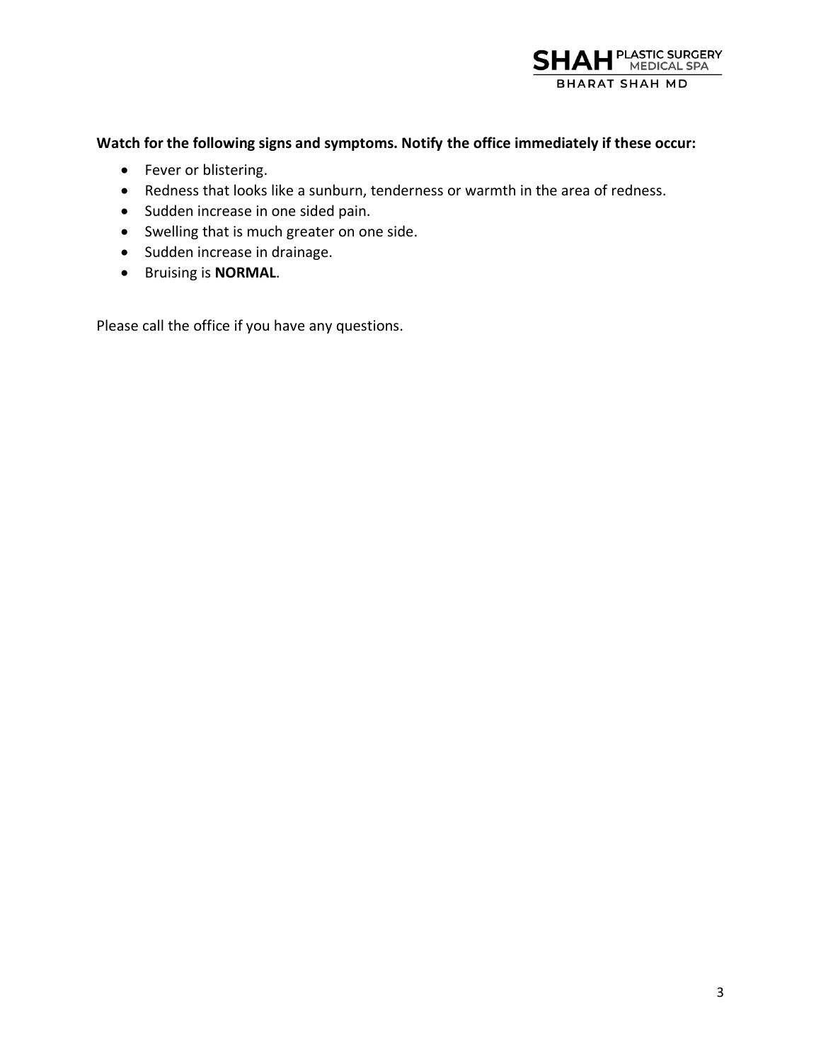**Watch for the following signs and symptoms. Notify the office immediately if these occur:**

- Fever or blistering.
- Redness that looks like a sunburn, tenderness or warmth in the area of redness.
- Sudden increase in one sided pain.
- Swelling that is much greater on one side.
- Sudden increase in drainage.
- Bruising is **NORMAL**.

Please call the office if you have any questions.